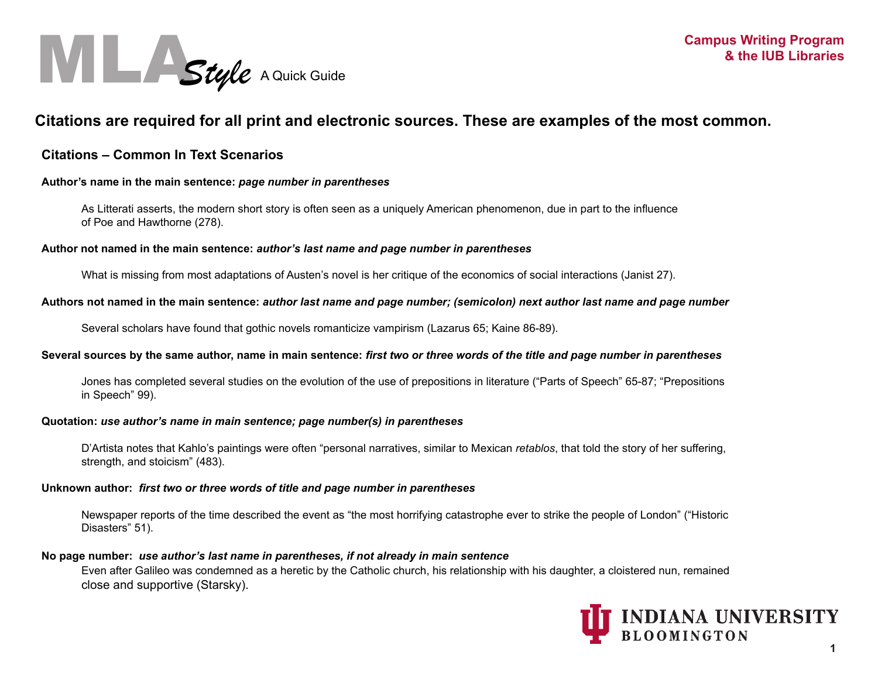# MLA *Style* A Quick Guide

Campus Writing Program & the IUB Libraries

## Citations are required for all print and electronic sources. These are examples of the most common.

### Citations – Common In Text Scenarios

**Author's name in the main sentence:** ***page number in parentheses***

> As Litterati asserts, the modern short story is often seen as a uniquely American phenomenon, due in part to the influence of Poe and Hawthorne (278).

**Author not named in the main sentence:** ***author's last name and page number in parentheses***

> What is missing from most adaptations of Austen's novel is her critique of the economics of social interactions (Janist 27).

**Authors not named in the main sentence:** ***author last name and page number; (semicolon) next author last name and page number***

> Several scholars have found that gothic novels romanticize vampirism (Lazarus 65; Kaine 86-89).

**Several sources by the same author, name in main sentence:** ***first two or three words of the title and page number in parentheses***

> Jones has completed several studies on the evolution of the use of prepositions in literature ("Parts of Speech" 65-87; "Prepositions in Speech" 99).

**Quotation:** ***use author's name in main sentence; page number(s) in parentheses***

> D'Artista notes that Kahlo's paintings were often "personal narratives, similar to Mexican *retablos*, that told the story of her suffering, strength, and stoicism" (483).

**Unknown author:** ***first two or three words of title and page number in parentheses***

> Newspaper reports of the time described the event as "the most horrifying catastrophe ever to strike the people of London" ("Historic Disasters" 51).

**No page number:** ***use author's last name in parentheses, if not already in main sentence***

> Even after Galileo was condemned as a heretic by the Catholic church, his relationship with his daughter, a cloistered nun, remained close and supportive (Starsky).

INDIANA UNIVERSITY BLOOMINGTON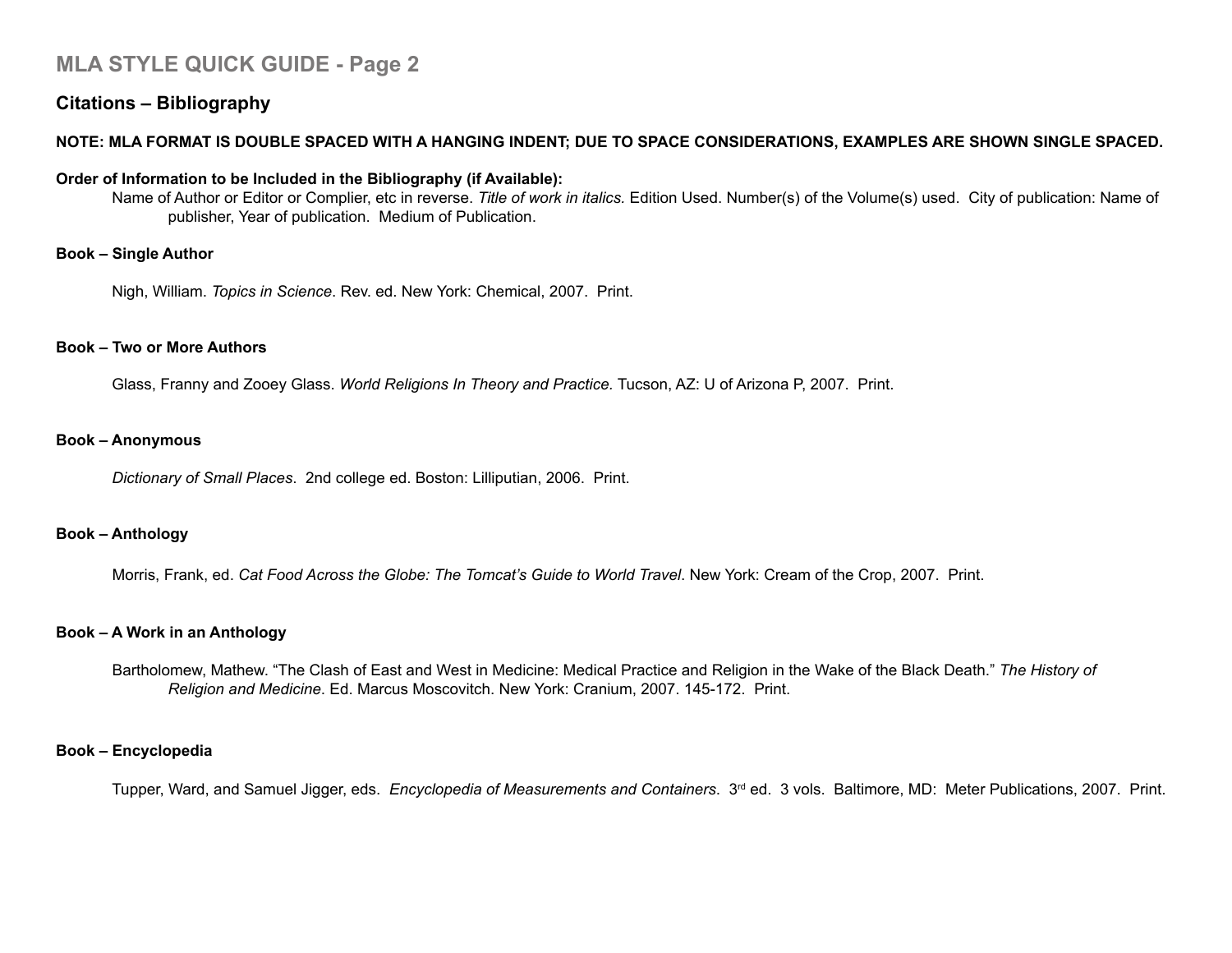# MLA STYLE QUICK GUIDE - Page 2

## Citations – Bibliography

**NOTE: MLA FORMAT IS DOUBLE SPACED WITH A HANGING INDENT; DUE TO SPACE CONSIDERATIONS, EXAMPLES ARE SHOWN SINGLE SPACED.**

**Order of Information to be Included in the Bibliography (if Available):**

Name of Author or Editor or Complier, etc in reverse. *Title of work in italics.* Edition Used. Number(s) of the Volume(s) used. City of publication: Name of publisher, Year of publication. Medium of Publication.

**Book – Single Author**

Nigh, William. *Topics in Science*. Rev. ed. New York: Chemical, 2007. Print.

**Book – Two or More Authors**

Glass, Franny and Zooey Glass. *World Religions In Theory and Practice.* Tucson, AZ: U of Arizona P, 2007. Print.

**Book – Anonymous**

*Dictionary of Small Places*. 2nd college ed. Boston: Lilliputian, 2006. Print.

**Book – Anthology**

Morris, Frank, ed. *Cat Food Across the Globe: The Tomcat's Guide to World Travel*. New York: Cream of the Crop, 2007. Print.

**Book – A Work in an Anthology**

Bartholomew, Mathew. "The Clash of East and West in Medicine: Medical Practice and Religion in the Wake of the Black Death." *The History of Religion and Medicine*. Ed. Marcus Moscovitch. New York: Cranium, 2007. 145-172. Print.

**Book – Encyclopedia**

Tupper, Ward, and Samuel Jigger, eds. *Encyclopedia of Measurements and Containers*. 3rd ed. 3 vols. Baltimore, MD: Meter Publications, 2007. Print.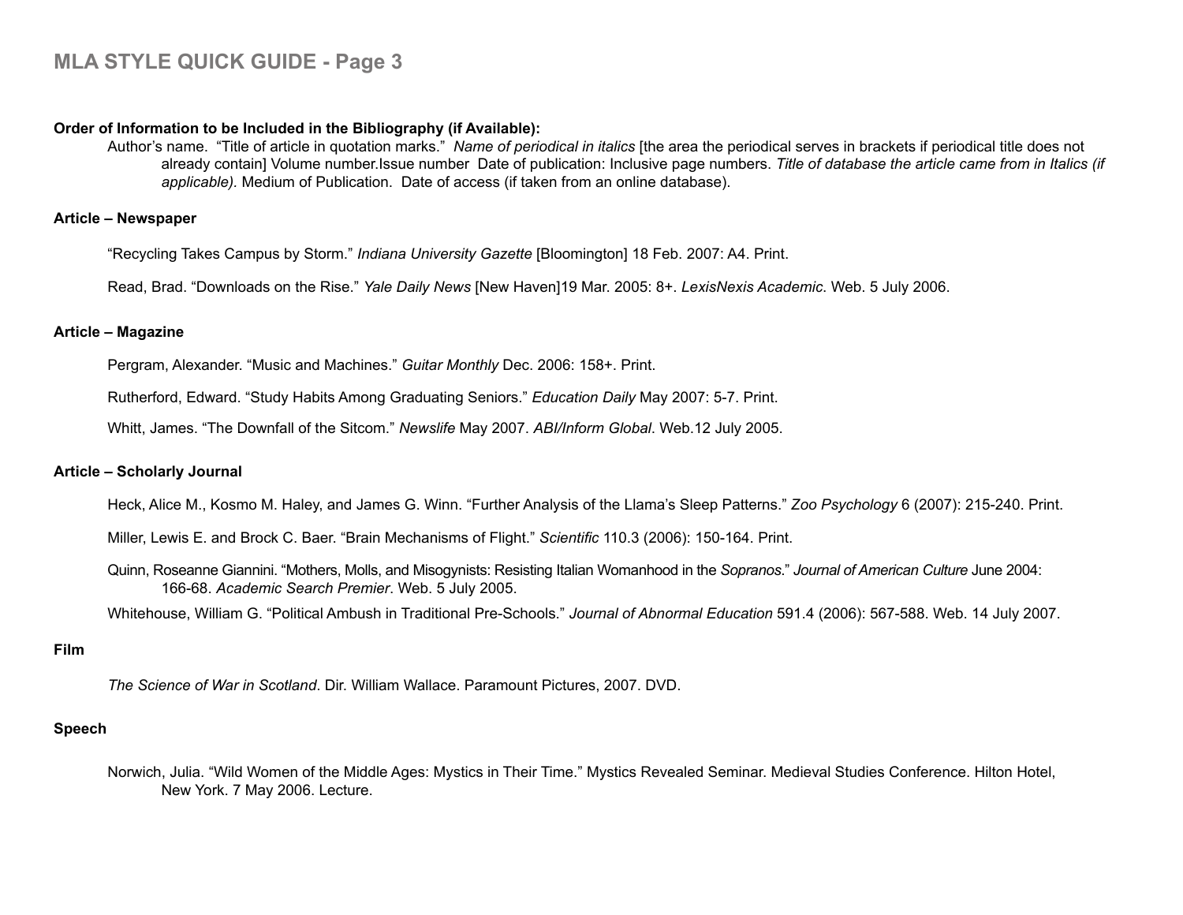# MLA STYLE QUICK GUIDE - Page 3

**Order of Information to be Included in the Bibliography (if Available):**

Author's name. "Title of article in quotation marks." *Name of periodical in italics* [the area the periodical serves in brackets if periodical title does not already contain] Volume number.Issue number Date of publication: Inclusive page numbers. *Title of database the article came from in Italics (if applicable).* Medium of Publication. Date of access (if taken from an online database).

**Article – Newspaper**

"Recycling Takes Campus by Storm." *Indiana University Gazette* [Bloomington] 18 Feb. 2007: A4. Print.

Read, Brad. "Downloads on the Rise." *Yale Daily News* [New Haven]19 Mar. 2005: 8+. *LexisNexis Academic*. Web. 5 July 2006.

**Article – Magazine**

Pergram, Alexander. "Music and Machines." *Guitar Monthly* Dec. 2006: 158+. Print.

Rutherford, Edward. "Study Habits Among Graduating Seniors." *Education Daily* May 2007: 5-7. Print.

Whitt, James. "The Downfall of the Sitcom." *Newslife* May 2007. *ABI/Inform Global*. Web.12 July 2005.

**Article – Scholarly Journal**

Heck, Alice M., Kosmo M. Haley, and James G. Winn. "Further Analysis of the Llama's Sleep Patterns." *Zoo Psychology* 6 (2007): 215-240. Print.

Miller, Lewis E. and Brock C. Baer. "Brain Mechanisms of Flight." *Scientific* 110.3 (2006): 150-164. Print.

Quinn, Roseanne Giannini. "Mothers, Molls, and Misogynists: Resisting Italian Womanhood in the *Sopranos*." *Journal of American Culture* June 2004: 166-68. *Academic Search Premier*. Web. 5 July 2005.

Whitehouse, William G. "Political Ambush in Traditional Pre-Schools." *Journal of Abnormal Education* 591.4 (2006): 567-588. Web. 14 July 2007.

**Film**

*The Science of War in Scotland*. Dir. William Wallace. Paramount Pictures, 2007. DVD.

**Speech**

Norwich, Julia. "Wild Women of the Middle Ages: Mystics in Their Time." Mystics Revealed Seminar. Medieval Studies Conference. Hilton Hotel, New York. 7 May 2006. Lecture.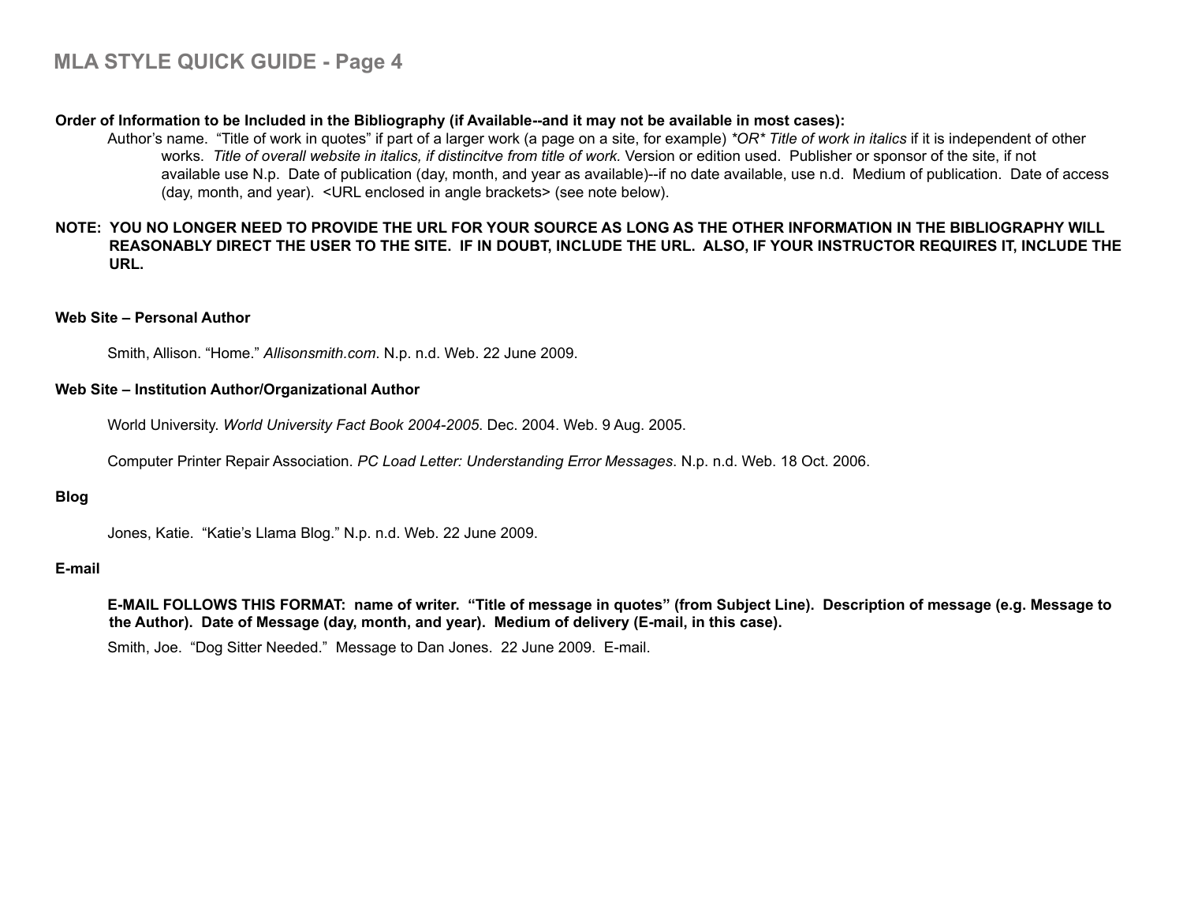**Order of Information to be Included in the Bibliography (if Available--and it may not be available in most cases):**

Author's name. "Title of work in quotes" if part of a larger work (a page on a site, for example) **OR** *Title of work in italics* if it is independent of other works. *Title of overall website in italics, if distincitve from title of work.* Version or edition used. Publisher or sponsor of the site, if not available use N.p. Date of publication (day, month, and year as available)--if no date available, use n.d. Medium of publication. Date of access (day, month, and year). <URL enclosed in angle brackets> (see note below).

**NOTE: YOU NO LONGER NEED TO PROVIDE THE URL FOR YOUR SOURCE AS LONG AS THE OTHER INFORMATION IN THE BIBLIOGRAPHY WILL REASONABLY DIRECT THE USER TO THE SITE. IF IN DOUBT, INCLUDE THE URL. ALSO, IF YOUR INSTRUCTOR REQUIRES IT, INCLUDE THE URL.**

### Web Site – Personal Author

Smith, Allison. "Home." *Allisonsmith.com*. N.p. n.d. Web. 22 June 2009.

### Web Site – Institution Author/Organizational Author

World University. *World University Fact Book 2004-2005*. Dec. 2004. Web. 9 Aug. 2005.

Computer Printer Repair Association. *PC Load Letter: Understanding Error Messages*. N.p. n.d. Web. 18 Oct. 2006.

### Blog

Jones, Katie. "Katie's Llama Blog." N.p. n.d. Web. 22 June 2009.

### E-mail

**E-MAIL FOLLOWS THIS FORMAT: name of writer. "Title of message in quotes" (from Subject Line). Description of message (e.g. Message to the Author). Date of Message (day, month, and year). Medium of delivery (E-mail, in this case).**

Smith, Joe. "Dog Sitter Needed." Message to Dan Jones. 22 June 2009. E-mail.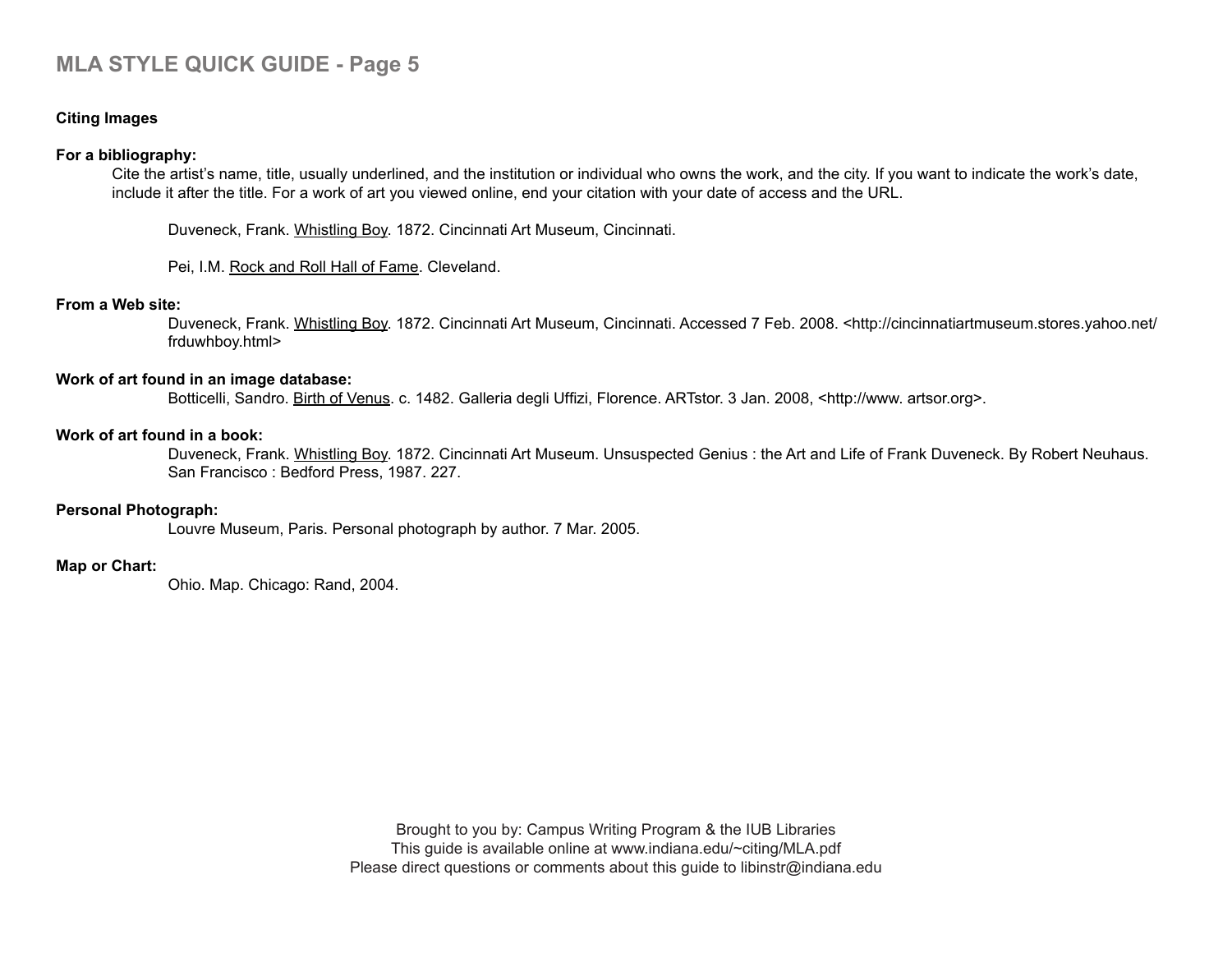## MLA STYLE QUICK GUIDE - Page 5

**Citing Images**

**For a bibliography:**

Cite the artist's name, title, usually underlined, and the institution or individual who owns the work, and the city. If you want to indicate the work's date, include it after the title. For a work of art you viewed online, end your citation with your date of access and the URL.

Duveneck, Frank. <u>Whistling Boy</u>. 1872. Cincinnati Art Museum, Cincinnati.

Pei, I.M. <u>Rock and Roll Hall of Fame</u>. Cleveland.

**From a Web site:**

Duveneck, Frank. <u>Whistling Boy</u>. 1872. Cincinnati Art Museum, Cincinnati. Accessed 7 Feb. 2008. <http://cincinnatiartmuseum.stores.yahoo.net/frduwhboy.html>

**Work of art found in an image database:**

Botticelli, Sandro. <u>Birth of Venus</u>. c. 1482. Galleria degli Uffizi, Florence. ARTstor. 3 Jan. 2008, <http://www. artsor.org>.

**Work of art found in a book:**

Duveneck, Frank. <u>Whistling Boy</u>. 1872. Cincinnati Art Museum. Unsuspected Genius : the Art and Life of Frank Duveneck. By Robert Neuhaus. San Francisco : Bedford Press, 1987. 227.

**Personal Photograph:**

Louvre Museum, Paris. Personal photograph by author. 7 Mar. 2005.

**Map or Chart:**

Ohio. Map. Chicago: Rand, 2004.

Brought to you by: Campus Writing Program & the IUB Libraries
This guide is available online at www.indiana.edu/~citing/MLA.pdf
Please direct questions or comments about this guide to libinstr@indiana.edu